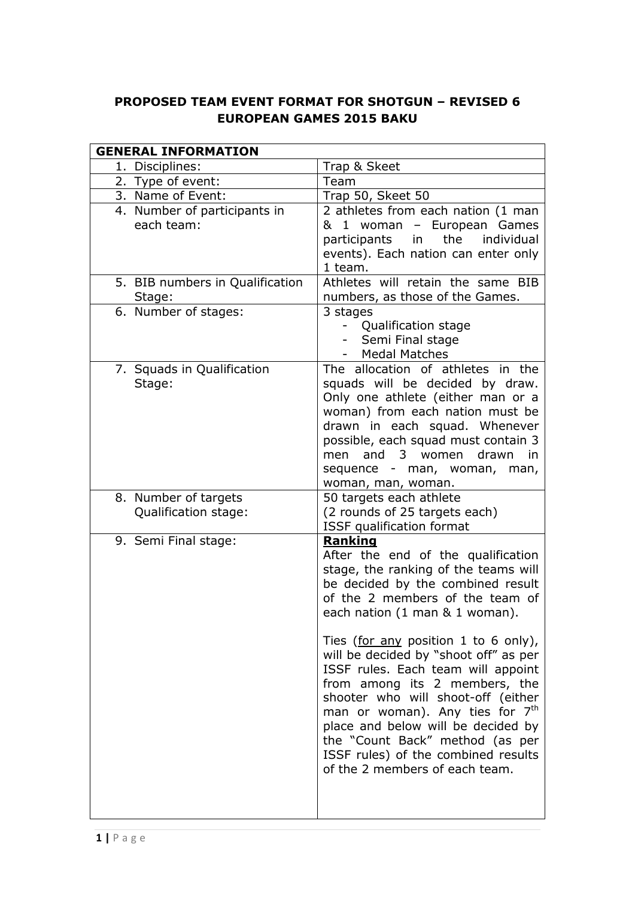**PROPOSED TEAM EVENT FORMAT FOR SHOTGUN – REVISED 6**
**EUROPEAN GAMES 2015 BAKU**

| **GENERAL INFORMATION** | |
|---|---|
| 1. Disciplines: | Trap & Skeet |
| 2. Type of event: | Team |
| 3. Name of Event: | Trap 50, Skeet 50 |
| 4. Number of participants in each team: | 2 athletes from each nation (1 man & 1 woman – European Games participants in the individual events). Each nation can enter only 1 team. |
| 5. BIB numbers in Qualification Stage: | Athletes will retain the same BIB numbers, as those of the Games. |
| 6. Number of stages: | 3 stages<br>- Qualification stage<br>- Semi Final stage<br>- Medal Matches |
| 7. Squads in Qualification Stage: | The allocation of athletes in the squads will be decided by draw. Only one athlete (either man or a woman) from each nation must be drawn in each squad. Whenever possible, each squad must contain 3 men and 3 women drawn in sequence - man, woman, man, woman, man, woman. |
| 8. Number of targets Qualification stage: | 50 targets each athlete<br>(2 rounds of 25 targets each)<br>ISSF qualification format |
| 9. Semi Final stage: | **<u>Ranking</u>**<br>After the end of the qualification stage, the ranking of the teams will be decided by the combined result of the 2 members of the team of each nation (1 man & 1 woman).<br><br>Ties (<u>for any</u> position 1 to 6 only), will be decided by "shoot off" as per ISSF rules. Each team will appoint from among its 2 members, the shooter who will shoot-off (either man or woman). Any ties for 7th place and below will be decided by the "Count Back" method (as per ISSF rules) of the combined results of the 2 members of each team. |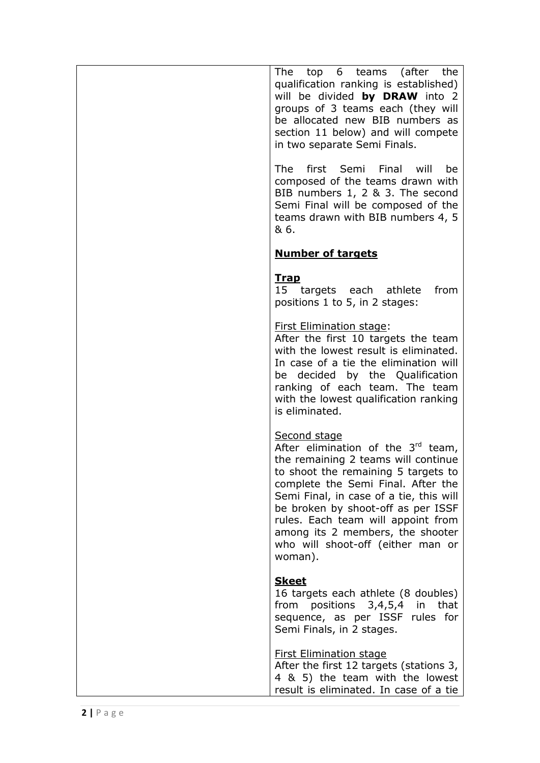|  | The top 6 teams (after the qualification ranking is established) will be divided **by DRAW** into 2 groups of 3 teams each (they will be allocated new BIB numbers as section 11 below) and will compete in two separate Semi Finals.<br><br>The first Semi Final will be composed of the teams drawn with BIB numbers 1, 2 & 3. The second Semi Final will be composed of the teams drawn with BIB numbers 4, 5 & 6.<br><br>**<u>Number of targets</u>**<br><br>**<u>Trap</u>**<br>15 targets each athlete from positions 1 to 5, in 2 stages:<br><br><u>First Elimination stage</u>:<br>After the first 10 targets the team with the lowest result is eliminated. In case of a tie the elimination will be decided by the Qualification ranking of each team. The team with the lowest qualification ranking is eliminated.<br><br><u>Second stage</u><br>After elimination of the 3rd team, the remaining 2 teams will continue to shoot the remaining 5 targets to complete the Semi Final. After the Semi Final, in case of a tie, this will be broken by shoot-off as per ISSF rules. Each team will appoint from among its 2 members, the shooter who will shoot-off (either man or woman).<br><br>**<u>Skeet</u>**<br>16 targets each athlete (8 doubles) from positions 3,4,5,4 in that sequence, as per ISSF rules for Semi Finals, in 2 stages.<br><br><u>First Elimination stage</u><br>After the first 12 targets (stations 3, 4 & 5) the team with the lowest result is eliminated. In case of a tie |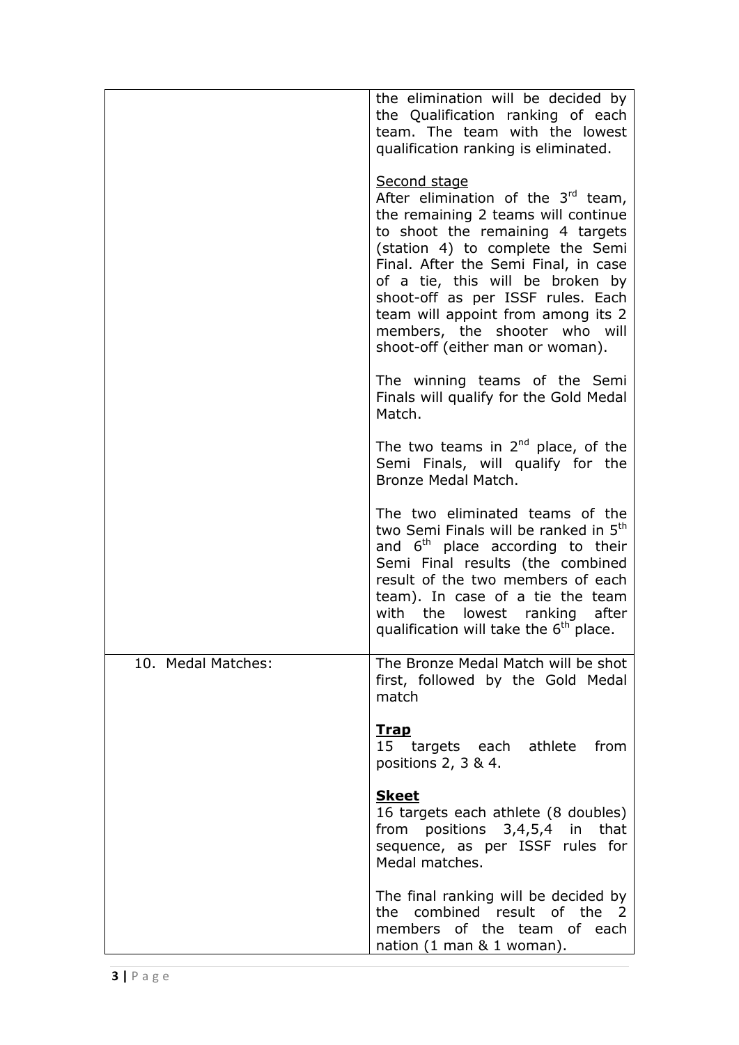| | |
|---|---|
| | the elimination will be decided by the Qualification ranking of each team. The team with the lowest qualification ranking is eliminated.<br><br><u>Second stage</u><br>After elimination of the 3rd team, the remaining 2 teams will continue to shoot the remaining 4 targets (station 4) to complete the Semi Final. After the Semi Final, in case of a tie, this will be broken by shoot-off as per ISSF rules. Each team will appoint from among its 2 members, the shooter who will shoot-off (either man or woman).<br><br>The winning teams of the Semi Finals will qualify for the Gold Medal Match.<br><br>The two teams in 2nd place, of the Semi Finals, will qualify for the Bronze Medal Match.<br><br>The two eliminated teams of the two Semi Finals will be ranked in 5th and 6th place according to their Semi Final results (the combined result of the two members of each team). In case of a tie the team with the lowest ranking after qualification will take the 6th place. |
| 10. Medal Matches: | The Bronze Medal Match will be shot first, followed by the Gold Medal match<br><br>**<u>Trap</u>**<br>15 targets each athlete from positions 2, 3 & 4.<br><br>**<u>Skeet</u>**<br>16 targets each athlete (8 doubles) from positions 3,4,5,4 in that sequence, as per ISSF rules for Medal matches.<br><br>The final ranking will be decided by the combined result of the 2 members of the team of each nation (1 man & 1 woman). |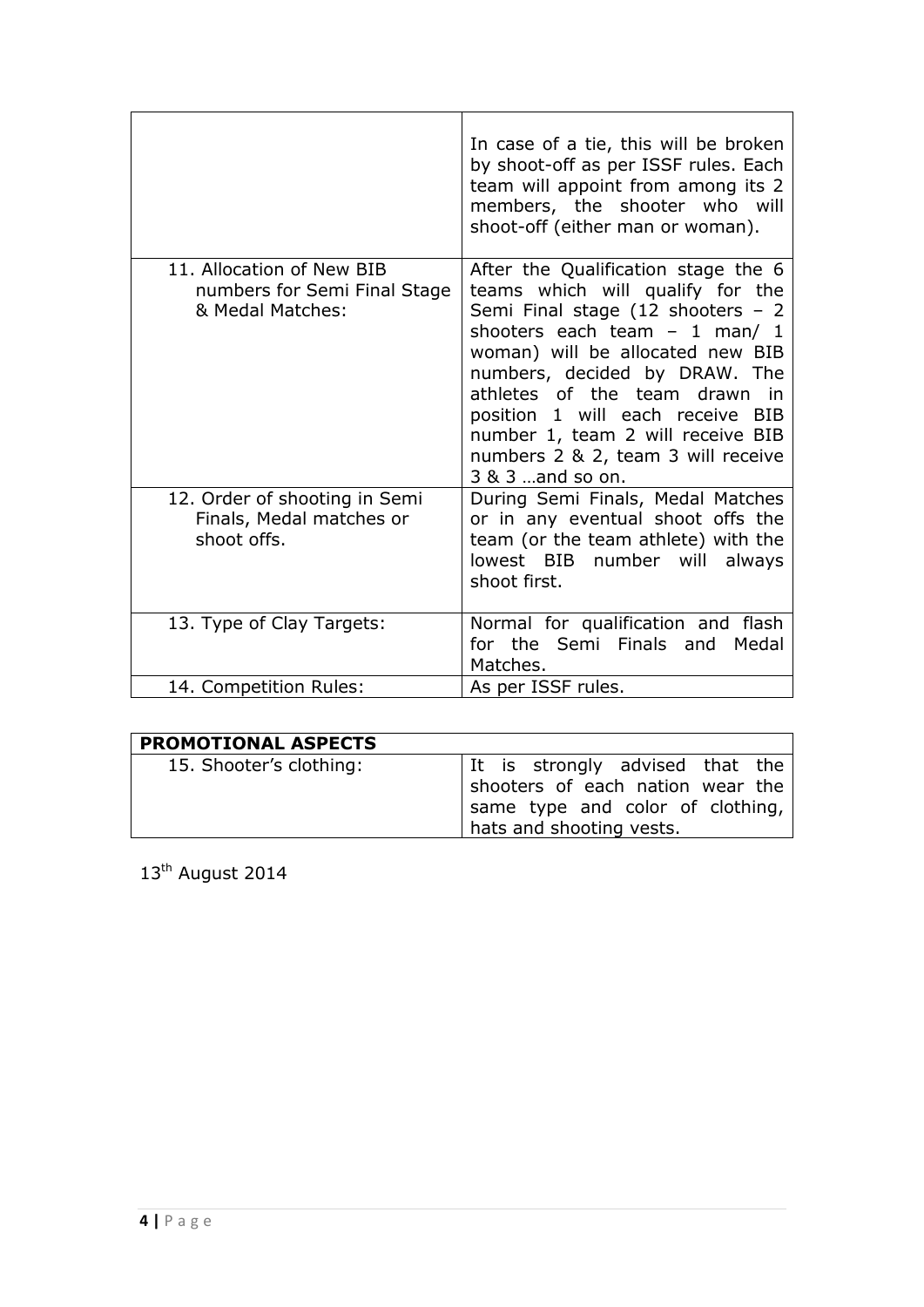| | |
|---|---|
| | In case of a tie, this will be broken by shoot-off as per ISSF rules. Each team will appoint from among its 2 members, the shooter who will shoot-off (either man or woman). |
| 11. Allocation of New BIB numbers for Semi Final Stage & Medal Matches: | After the Qualification stage the 6 teams which will qualify for the Semi Final stage (12 shooters – 2 shooters each team – 1 man/ 1 woman) will be allocated new BIB numbers, decided by DRAW. The athletes of the team drawn in position 1 will each receive BIB number 1, team 2 will receive BIB numbers 2 & 2, team 3 will receive 3 & 3 …and so on. |
| 12. Order of shooting in Semi Finals, Medal matches or shoot offs. | During Semi Finals, Medal Matches or in any eventual shoot offs the team (or the team athlete) with the lowest BIB number will always shoot first. |
| 13. Type of Clay Targets: | Normal for qualification and flash for the Semi Finals and Medal Matches. |
| 14. Competition Rules: | As per ISSF rules. |

| **PROMOTIONAL ASPECTS** | |
|---|---|
| 15. Shooter's clothing: | It is strongly advised that the shooters of each nation wear the same type and color of clothing, hats and shooting vests. |

13th August 2014